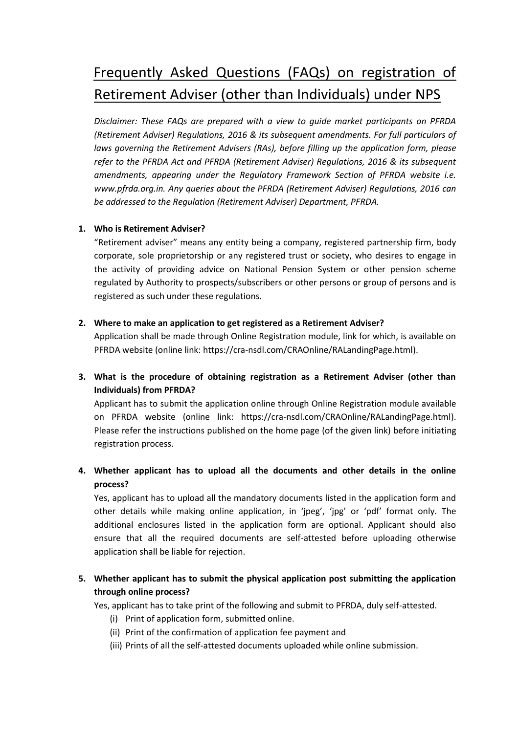# Frequently Asked Questions (FAQs) on registration of Retirement Adviser (other than Individuals) under NPS

*Disclaimer: These FAQs are prepared with a view to guide market participants on PFRDA (Retirement Adviser) Regulations, 2016 & its subsequent amendments. For full particulars of laws governing the Retirement Advisers (RAs), before filling up the application form, please refer to the PFRDA Act and PFRDA (Retirement Adviser) Regulations, 2016 & its subsequent amendments, appearing under the Regulatory Framework Section of PFRDA website i.e. www.pfrda.org.in. Any queries about the PFRDA (Retirement Adviser) Regulations, 2016 can be addressed to the Regulation (Retirement Adviser) Department, PFRDA.*

**1. Who is Retirement Adviser?**

"Retirement adviser" means any entity being a company, registered partnership firm, body corporate, sole proprietorship or any registered trust or society, who desires to engage in the activity of providing advice on National Pension System or other pension scheme regulated by Authority to prospects/subscribers or other persons or group of persons and is registered as such under these regulations.

**2. Where to make an application to get registered as a Retirement Adviser?**

Application shall be made through Online Registration module, link for which, is available on PFRDA website (online link: https://cra-nsdl.com/CRAOnline/RALandingPage.html).

**3. What is the procedure of obtaining registration as a Retirement Adviser (other than Individuals) from PFRDA?**

Applicant has to submit the application online through Online Registration module available on PFRDA website (online link: https://cra-nsdl.com/CRAOnline/RALandingPage.html). Please refer the instructions published on the home page (of the given link) before initiating registration process.

**4. Whether applicant has to upload all the documents and other details in the online process?**

Yes, applicant has to upload all the mandatory documents listed in the application form and other details while making online application, in 'jpeg', 'jpg' or 'pdf' format only. The additional enclosures listed in the application form are optional. Applicant should also ensure that all the required documents are self-attested before uploading otherwise application shall be liable for rejection.

**5. Whether applicant has to submit the physical application post submitting the application through online process?**

Yes, applicant has to take print of the following and submit to PFRDA, duly self-attested.

(i) Print of application form, submitted online.

(ii) Print of the confirmation of application fee payment and

(iii) Prints of all the self-attested documents uploaded while online submission.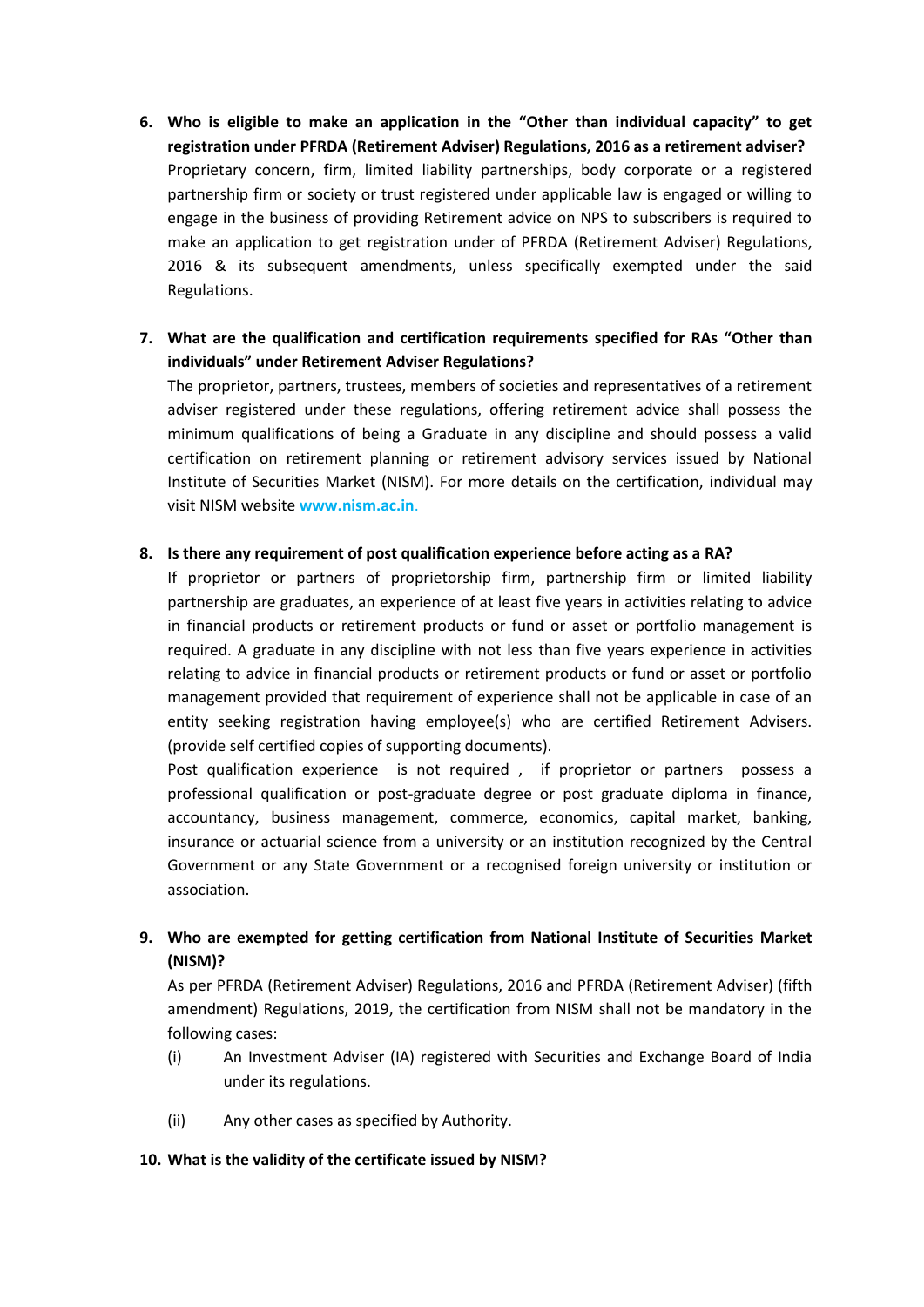6. **Who is eligible to make an application in the "Other than individual capacity" to get registration under PFRDA (Retirement Adviser) Regulations, 2016 as a retirement adviser?**
   Proprietary concern, firm, limited liability partnerships, body corporate or a registered partnership firm or society or trust registered under applicable law is engaged or willing to engage in the business of providing Retirement advice on NPS to subscribers is required to make an application to get registration under of PFRDA (Retirement Adviser) Regulations, 2016 & its subsequent amendments, unless specifically exempted under the said Regulations.

7. **What are the qualification and certification requirements specified for RAs "Other than individuals" under Retirement Adviser Regulations?**
   The proprietor, partners, trustees, members of societies and representatives of a retirement adviser registered under these regulations, offering retirement advice shall possess the minimum qualifications of being a Graduate in any discipline and should possess a valid certification on retirement planning or retirement advisory services issued by National Institute of Securities Market (NISM). For more details on the certification, individual may visit NISM website **www.nism.ac.in**.

8. **Is there any requirement of post qualification experience before acting as a RA?**
   If proprietor or partners of proprietorship firm, partnership firm or limited liability partnership are graduates, an experience of at least five years in activities relating to advice in financial products or retirement products or fund or asset or portfolio management is required. A graduate in any discipline with not less than five years experience in activities relating to advice in financial products or retirement products or fund or asset or portfolio management provided that requirement of experience shall not be applicable in case of an entity seeking registration having employee(s) who are certified Retirement Advisers. (provide self certified copies of supporting documents).
   Post qualification experience is not required , if proprietor or partners possess a professional qualification or post-graduate degree or post graduate diploma in finance, accountancy, business management, commerce, economics, capital market, banking, insurance or actuarial science from a university or an institution recognized by the Central Government or any State Government or a recognised foreign university or institution or association.

9. **Who are exempted for getting certification from National Institute of Securities Market (NISM)?**
   As per PFRDA (Retirement Adviser) Regulations, 2016 and PFRDA (Retirement Adviser) (fifth amendment) Regulations, 2019, the certification from NISM shall not be mandatory in the following cases:
   (i) An Investment Adviser (IA) registered with Securities and Exchange Board of India under its regulations.
   (ii) Any other cases as specified by Authority.

10. **What is the validity of the certificate issued by NISM?**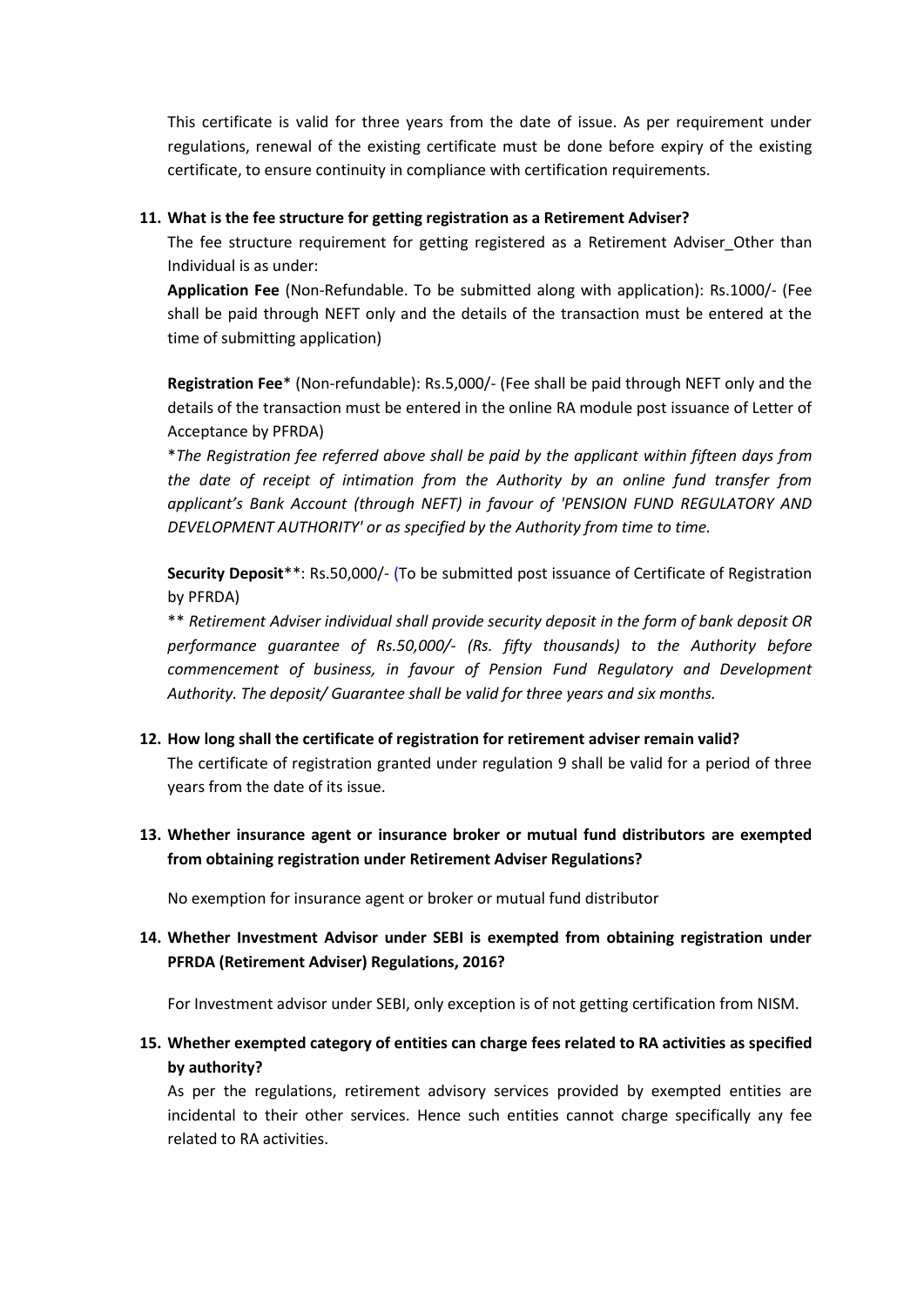This certificate is valid for three years from the date of issue. As per requirement under regulations, renewal of the existing certificate must be done before expiry of the existing certificate, to ensure continuity in compliance with certification requirements.

**11. What is the fee structure for getting registration as a Retirement Adviser?**

The fee structure requirement for getting registered as a Retirement Adviser_Other than Individual is as under:

**Application Fee** (Non-Refundable. To be submitted along with application): Rs.1000/- (Fee shall be paid through NEFT only and the details of the transaction must be entered at the time of submitting application)

**Registration Fee*** (Non-refundable): Rs.5,000/- (Fee shall be paid through NEFT only and the details of the transaction must be entered in the online RA module post issuance of Letter of Acceptance by PFRDA)

**The Registration fee referred above shall be paid by the applicant within fifteen days from the date of receipt of intimation from the Authority by an online fund transfer from applicant's Bank Account (through NEFT) in favour of 'PENSION FUND REGULATORY AND DEVELOPMENT AUTHORITY' or as specified by the Authority from time to time.*

**Security Deposit****: Rs.50,000/- (To be submitted post issuance of Certificate of Registration by PFRDA)

*** Retirement Adviser individual shall provide security deposit in the form of bank deposit OR performance guarantee of Rs.50,000/- (Rs. fifty thousands) to the Authority before commencement of business, in favour of Pension Fund Regulatory and Development Authority. The deposit/ Guarantee shall be valid for three years and six months.*

**12. How long shall the certificate of registration for retirement adviser remain valid?**

The certificate of registration granted under regulation 9 shall be valid for a period of three years from the date of its issue.

**13. Whether insurance agent or insurance broker or mutual fund distributors are exempted from obtaining registration under Retirement Adviser Regulations?**

No exemption for insurance agent or broker or mutual fund distributor

**14. Whether Investment Advisor under SEBI is exempted from obtaining registration under PFRDA (Retirement Adviser) Regulations, 2016?**

For Investment advisor under SEBI, only exception is of not getting certification from NISM.

**15. Whether exempted category of entities can charge fees related to RA activities as specified by authority?**

As per the regulations, retirement advisory services provided by exempted entities are incidental to their other services. Hence such entities cannot charge specifically any fee related to RA activities.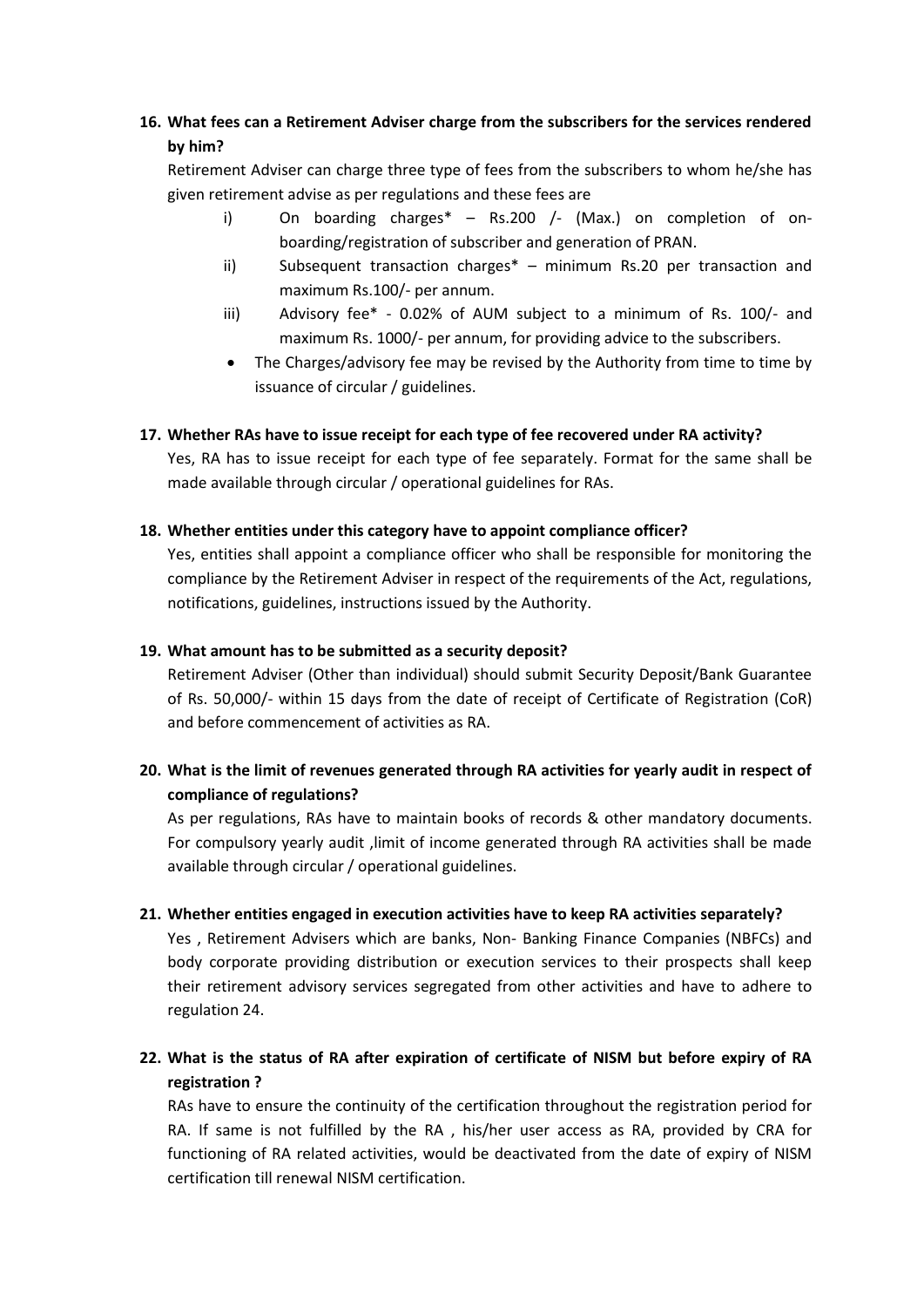**16. What fees can a Retirement Adviser charge from the subscribers for the services rendered by him?**

Retirement Adviser can charge three type of fees from the subscribers to whom he/she has given retirement advise as per regulations and these fees are

i) On boarding charges* – Rs.200 /- (Max.) on completion of on-boarding/registration of subscriber and generation of PRAN.

ii) Subsequent transaction charges* – minimum Rs.20 per transaction and maximum Rs.100/- per annum.

iii) Advisory fee* - 0.02% of AUM subject to a minimum of Rs. 100/- and maximum Rs. 1000/- per annum, for providing advice to the subscribers.

- The Charges/advisory fee may be revised by the Authority from time to time by issuance of circular / guidelines.

**17. Whether RAs have to issue receipt for each type of fee recovered under RA activity?**

Yes, RA has to issue receipt for each type of fee separately. Format for the same shall be made available through circular / operational guidelines for RAs.

**18. Whether entities under this category have to appoint compliance officer?**

Yes, entities shall appoint a compliance officer who shall be responsible for monitoring the compliance by the Retirement Adviser in respect of the requirements of the Act, regulations, notifications, guidelines, instructions issued by the Authority.

**19. What amount has to be submitted as a security deposit?**

Retirement Adviser (Other than individual) should submit Security Deposit/Bank Guarantee of Rs. 50,000/- within 15 days from the date of receipt of Certificate of Registration (CoR) and before commencement of activities as RA.

**20. What is the limit of revenues generated through RA activities for yearly audit in respect of compliance of regulations?**

As per regulations, RAs have to maintain books of records & other mandatory documents. For compulsory yearly audit ,limit of income generated through RA activities shall be made available through circular / operational guidelines.

**21. Whether entities engaged in execution activities have to keep RA activities separately?**

Yes , Retirement Advisers which are banks, Non- Banking Finance Companies (NBFCs) and body corporate providing distribution or execution services to their prospects shall keep their retirement advisory services segregated from other activities and have to adhere to regulation 24.

**22. What is the status of RA after expiration of certificate of NISM but before expiry of RA registration ?**

RAs have to ensure the continuity of the certification throughout the registration period for RA. If same is not fulfilled by the RA , his/her user access as RA, provided by CRA for functioning of RA related activities, would be deactivated from the date of expiry of NISM certification till renewal NISM certification.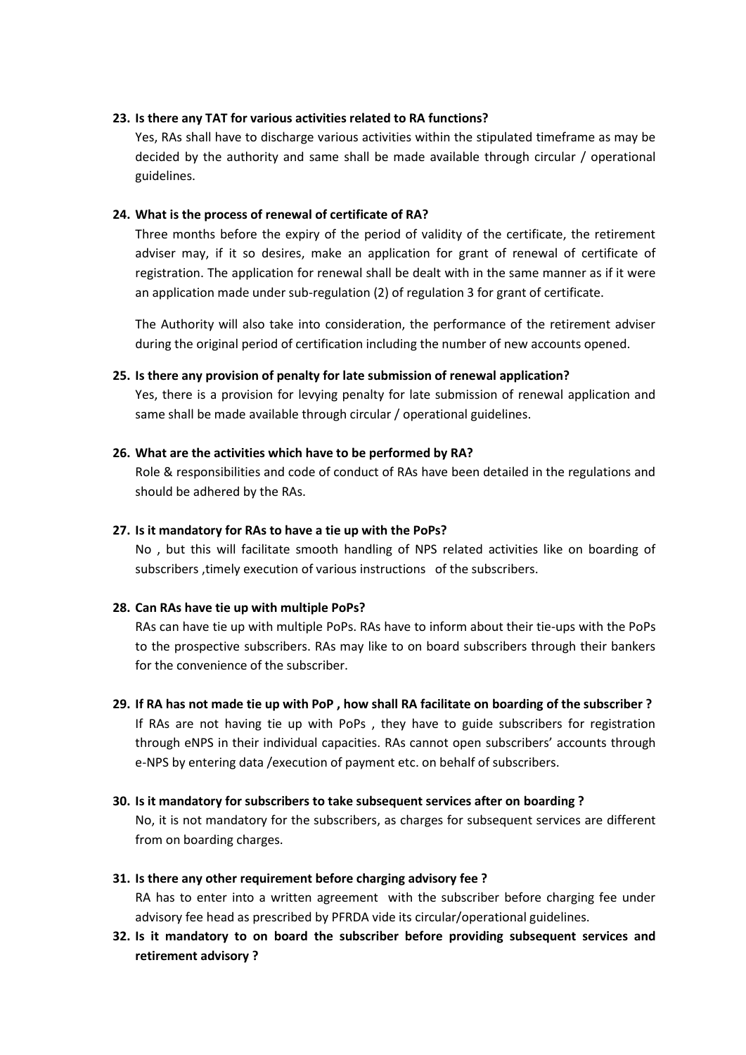**23. Is there any TAT for various activities related to RA functions?**

Yes, RAs shall have to discharge various activities within the stipulated timeframe as may be decided by the authority and same shall be made available through circular / operational guidelines.

**24. What is the process of renewal of certificate of RA?**

Three months before the expiry of the period of validity of the certificate, the retirement adviser may, if it so desires, make an application for grant of renewal of certificate of registration. The application for renewal shall be dealt with in the same manner as if it were an application made under sub-regulation (2) of regulation 3 for grant of certificate.

The Authority will also take into consideration, the performance of the retirement adviser during the original period of certification including the number of new accounts opened.

**25. Is there any provision of penalty for late submission of renewal application?**

Yes, there is a provision for levying penalty for late submission of renewal application and same shall be made available through circular / operational guidelines.

**26. What are the activities which have to be performed by RA?**

Role & responsibilities and code of conduct of RAs have been detailed in the regulations and should be adhered by the RAs.

**27. Is it mandatory for RAs to have a tie up with the PoPs?**

No , but this will facilitate smooth handling of NPS related activities like on boarding of subscribers ,timely execution of various instructions of the subscribers.

**28. Can RAs have tie up with multiple PoPs?**

RAs can have tie up with multiple PoPs. RAs have to inform about their tie-ups with the PoPs to the prospective subscribers. RAs may like to on board subscribers through their bankers for the convenience of the subscriber.

**29. If RA has not made tie up with PoP , how shall RA facilitate on boarding of the subscriber ?**

If RAs are not having tie up with PoPs , they have to guide subscribers for registration through eNPS in their individual capacities. RAs cannot open subscribers' accounts through e-NPS by entering data /execution of payment etc. on behalf of subscribers.

**30. Is it mandatory for subscribers to take subsequent services after on boarding ?**

No, it is not mandatory for the subscribers, as charges for subsequent services are different from on boarding charges.

**31. Is there any other requirement before charging advisory fee ?**

RA has to enter into a written agreement with the subscriber before charging fee under advisory fee head as prescribed by PFRDA vide its circular/operational guidelines.

**32. Is it mandatory to on board the subscriber before providing subsequent services and retirement advisory ?**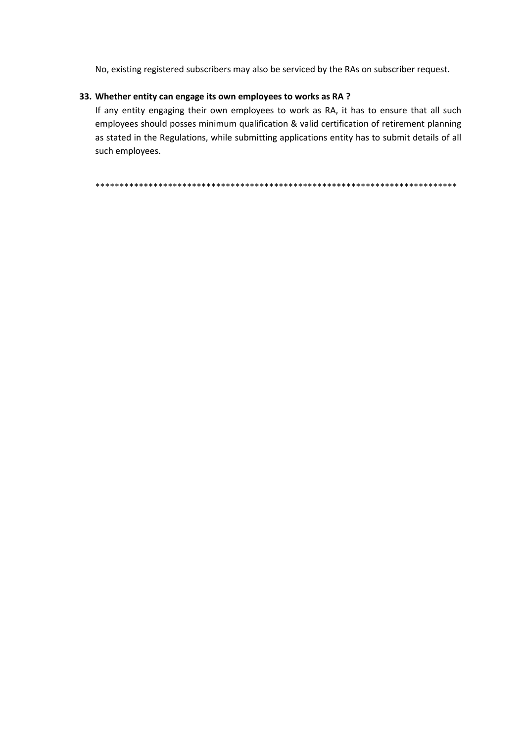No, existing registered subscribers may also be serviced by the RAs on subscriber request.

**33. Whether entity can engage its own employees to works as RA ?**

If any entity engaging their own employees to work as RA, it has to ensure that all such employees should posses minimum qualification & valid certification of retirement planning as stated in the Regulations, while submitting applications entity has to submit details of all such employees.

*****************************************************************************